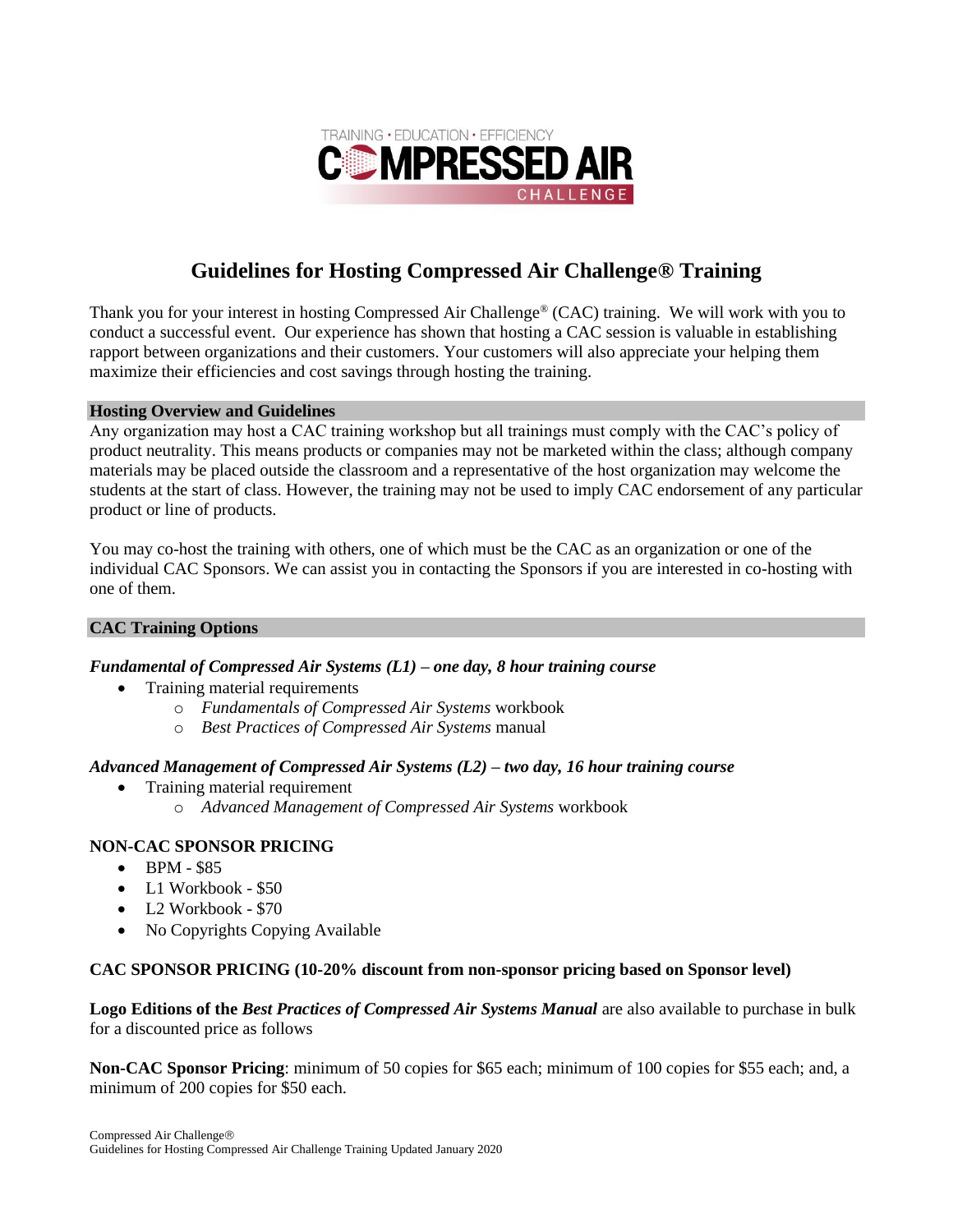# Guidelines for Hosting Compressed Air Challenge® Training

Thank you for your interest in hosting Compressed Air Challenge® (CAC) training. We will work with you to conduct a successful event. Our experience has shown that hosting a CAC session is valuable in establishing rapport between organizations and their customers. Your customers will also appreciate your helping them maximize their efficiencies and cost savings through hosting the training.

## Hosting Overview and Guidelines

Any organization may host a CAC training workshop but all trainings must comply with the CAC's policy of product neutrality. This means products or companies may not be marketed within the class; although company materials may be placed outside the classroom and a representative of the host organization may welcome the students at the start of class. However, the training may not be used to imply CAC endorsement of any particular product or line of products.

You may co-host the training with others, one of which must be the CAC as an organization or one of the individual CAC Sponsors. We can assist you in contacting the Sponsors if you are interested in co-hosting with one of them.

## CAC Training Options

***Fundamental of Compressed Air Systems (L1) – one day, 8 hour training course***

- Training material requirements
    - *Fundamentals of Compressed Air Systems* workbook
    - *Best Practices of Compressed Air Systems* manual

***Advanced Management of Compressed Air Systems (L2) – two day, 16 hour training course***

- Training material requirement
    - *Advanced Management of Compressed Air Systems* workbook

### NON-CAC SPONSOR PRICING

- BPM - $85
- L1 Workbook - $50
- L2 Workbook - $70
- No Copyrights Copying Available

### CAC SPONSOR PRICING (10-20% discount from non-sponsor pricing based on Sponsor level)

**Logo Editions of the *Best Practices of Compressed Air Systems Manual*** are also available to purchase in bulk for a discounted price as follows

**Non-CAC Sponsor Pricing**: minimum of 50 copies for $65 each; minimum of 100 copies for $55 each; and, a minimum of 200 copies for $50 each.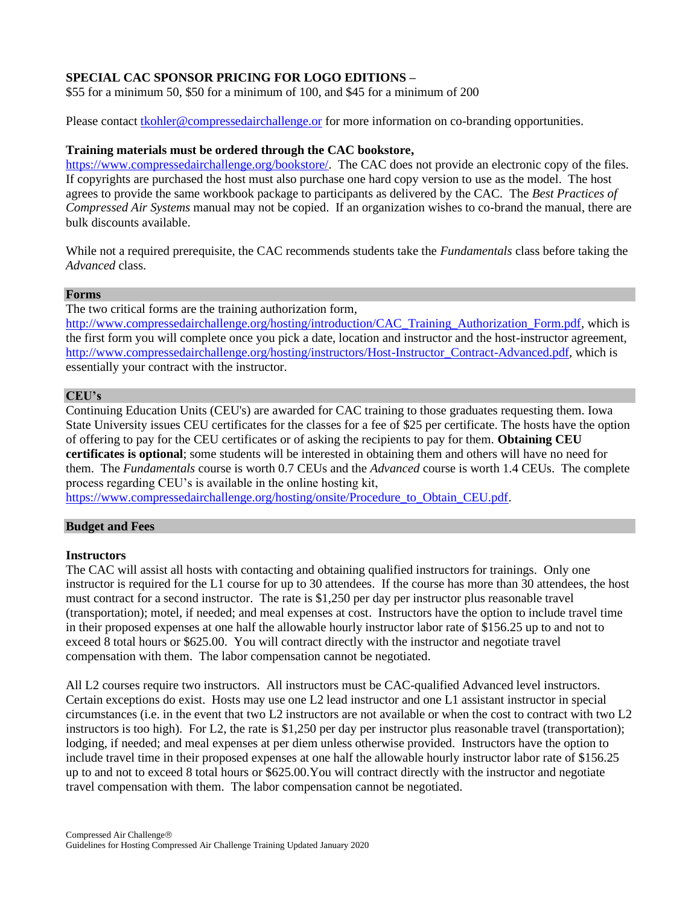**SPECIAL CAC SPONSOR PRICING FOR LOGO EDITIONS –**
$55 for a minimum 50, $50 for a minimum of 100, and $45 for a minimum of 200

Please contact [tkohler@compressedairchallenge.or](mailto:tkohler@compressedairchallenge.or) for more information on co-branding opportunities.

**Training materials must be ordered through the CAC bookstore,** [https://www.compressedairchallenge.org/bookstore/](https://www.compressedairchallenge.org/bookstore/). The CAC does not provide an electronic copy of the files. If copyrights are purchased the host must also purchase one hard copy version to use as the model. The host agrees to provide the same workbook package to participants as delivered by the CAC. The *Best Practices of Compressed Air Systems* manual may not be copied. If an organization wishes to co-brand the manual, there are bulk discounts available.

While not a required prerequisite, the CAC recommends students take the *Fundamentals* class before taking the *Advanced* class.

## Forms

The two critical forms are the training authorization form, [http://www.compressedairchallenge.org/hosting/introduction/CAC_Training_Authorization_Form.pdf](http://www.compressedairchallenge.org/hosting/introduction/CAC_Training_Authorization_Form.pdf), which is the first form you will complete once you pick a date, location and instructor and the host-instructor agreement, [http://www.compressedairchallenge.org/hosting/instructors/Host-Instructor_Contract-Advanced.pdf](http://www.compressedairchallenge.org/hosting/instructors/Host-Instructor_Contract-Advanced.pdf), which is essentially your contract with the instructor.

## CEU's

Continuing Education Units (CEU's) are awarded for CAC training to those graduates requesting them. Iowa State University issues CEU certificates for the classes for a fee of $25 per certificate. The hosts have the option of offering to pay for the CEU certificates or of asking the recipients to pay for them. **Obtaining CEU certificates is optional**; some students will be interested in obtaining them and others will have no need for them. The *Fundamentals* course is worth 0.7 CEUs and the *Advanced* course is worth 1.4 CEUs. The complete process regarding CEU's is available in the online hosting kit, [https://www.compressedairchallenge.org/hosting/onsite/Procedure_to_Obtain_CEU.pdf](https://www.compressedairchallenge.org/hosting/onsite/Procedure_to_Obtain_CEU.pdf).

## Budget and Fees

### Instructors

The CAC will assist all hosts with contacting and obtaining qualified instructors for trainings. Only one instructor is required for the L1 course for up to 30 attendees. If the course has more than 30 attendees, the host must contract for a second instructor. The rate is $1,250 per day per instructor plus reasonable travel (transportation); motel, if needed; and meal expenses at cost. Instructors have the option to include travel time in their proposed expenses at one half the allowable hourly instructor labor rate of $156.25 up to and not to exceed 8 total hours or $625.00. You will contract directly with the instructor and negotiate travel compensation with them. The labor compensation cannot be negotiated.

All L2 courses require two instructors. All instructors must be CAC-qualified Advanced level instructors. Certain exceptions do exist. Hosts may use one L2 lead instructor and one L1 assistant instructor in special circumstances (i.e. in the event that two L2 instructors are not available or when the cost to contract with two L2 instructors is too high). For L2, the rate is $1,250 per day per instructor plus reasonable travel (transportation); lodging, if needed; and meal expenses at per diem unless otherwise provided. Instructors have the option to include travel time in their proposed expenses at one half the allowable hourly instructor labor rate of $156.25 up to and not to exceed 8 total hours or $625.00.You will contract directly with the instructor and negotiate travel compensation with them. The labor compensation cannot be negotiated.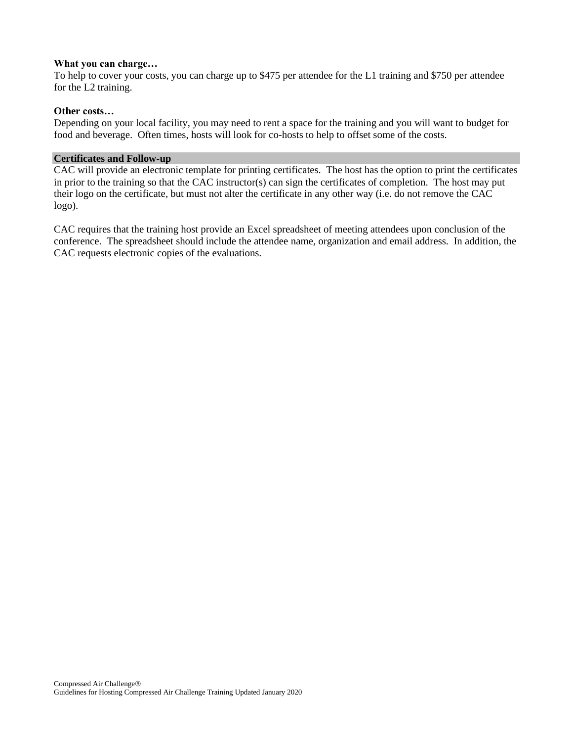**What you can charge…**

To help to cover your costs, you can charge up to $475 per attendee for the L1 training and $750 per attendee for the L2 training.

**Other costs…**

Depending on your local facility, you may need to rent a space for the training and you will want to budget for food and beverage. Often times, hosts will look for co-hosts to help to offset some of the costs.

## Certificates and Follow-up

CAC will provide an electronic template for printing certificates. The host has the option to print the certificates in prior to the training so that the CAC instructor(s) can sign the certificates of completion. The host may put their logo on the certificate, but must not alter the certificate in any other way (i.e. do not remove the CAC logo).

CAC requires that the training host provide an Excel spreadsheet of meeting attendees upon conclusion of the conference. The spreadsheet should include the attendee name, organization and email address. In addition, the CAC requests electronic copies of the evaluations.